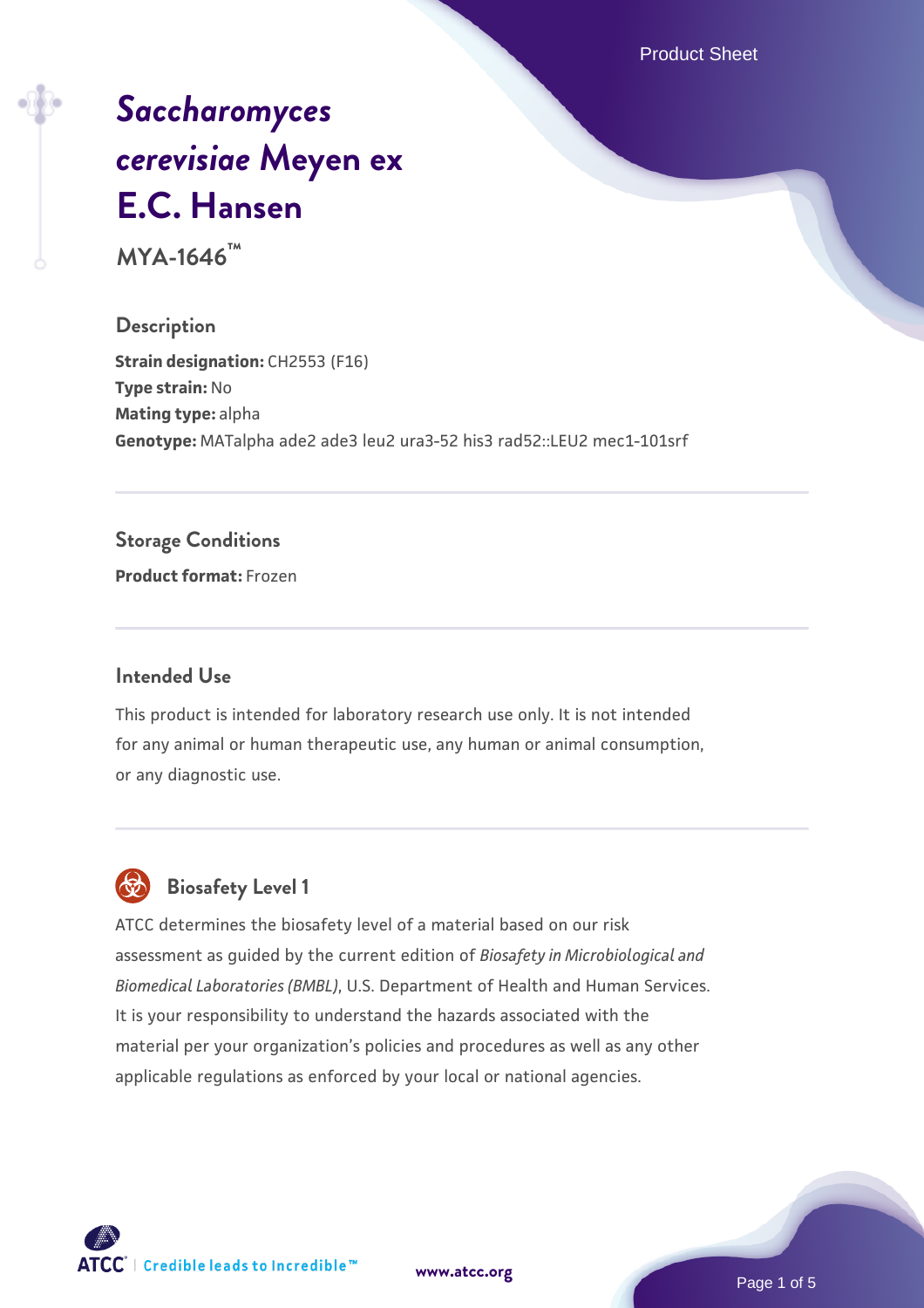# *Saccharomyces cerevisiae* Meyen ex E.C. Hansen

**MYA-1646™**

## Description

**Strain designation:** CH2553 (F16)
**Type strain:** No
**Mating type:** alpha
**Genotype:** MATalpha ade2 ade3 leu2 ura3-52 his3 rad52::LEU2 mec1-101srf

## Storage Conditions

**Product format:** Frozen

## Intended Use

This product is intended for laboratory research use only. It is not intended for any animal or human therapeutic use, any human or animal consumption, or any diagnostic use.

## Biosafety Level 1

ATCC determines the biosafety level of a material based on our risk assessment as guided by the current edition of *Biosafety in Microbiological and Biomedical Laboratories (BMBL)*, U.S. Department of Health and Human Services. It is your responsibility to understand the hazards associated with the material per your organization's policies and procedures as well as any other applicable regulations as enforced by your local or national agencies.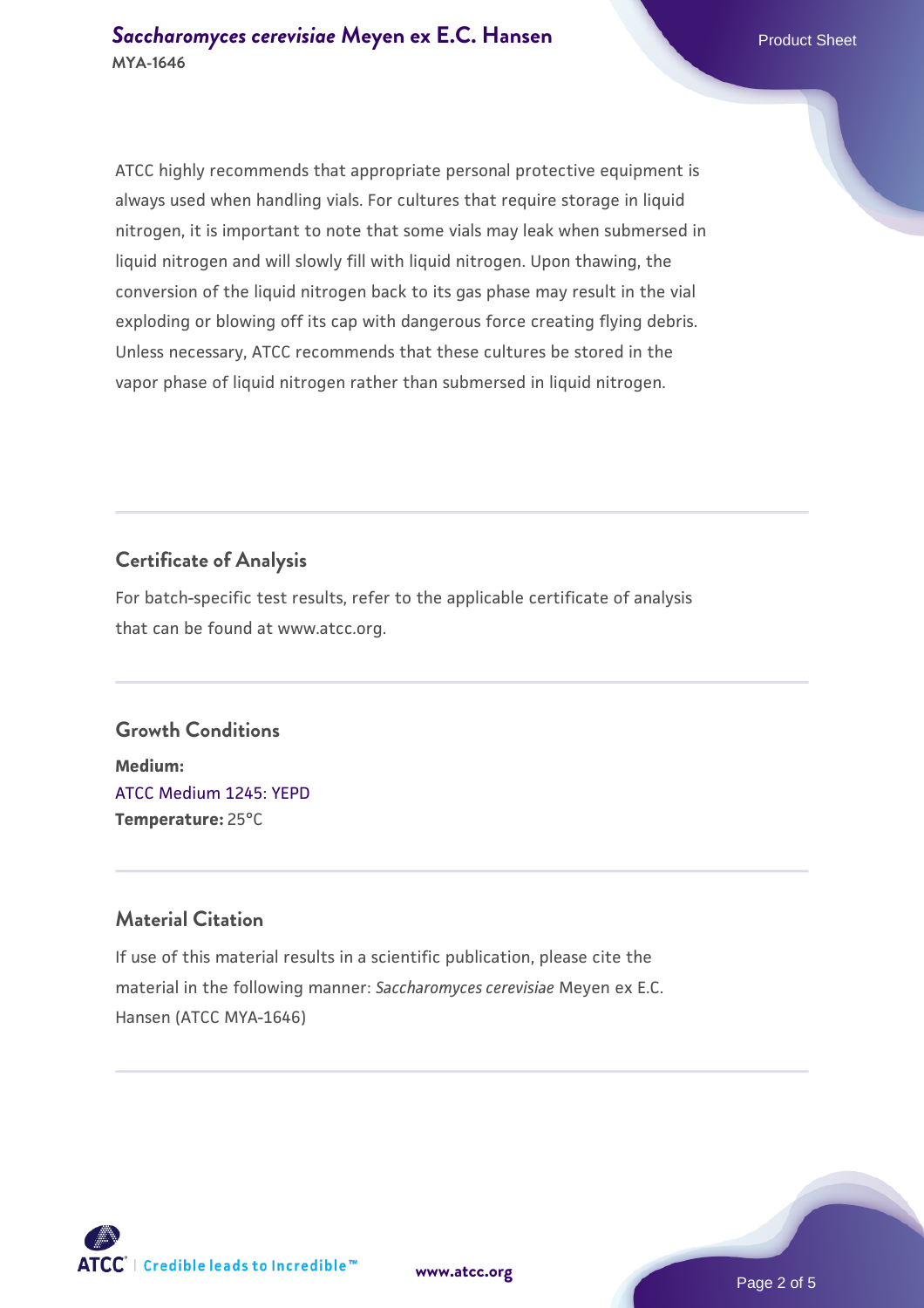ATCC highly recommends that appropriate personal protective equipment is always used when handling vials. For cultures that require storage in liquid nitrogen, it is important to note that some vials may leak when submersed in liquid nitrogen and will slowly fill with liquid nitrogen. Upon thawing, the conversion of the liquid nitrogen back to its gas phase may result in the vial exploding or blowing off its cap with dangerous force creating flying debris. Unless necessary, ATCC recommends that these cultures be stored in the vapor phase of liquid nitrogen rather than submersed in liquid nitrogen.

## Certificate of Analysis

For batch-specific test results, refer to the applicable certificate of analysis that can be found at www.atcc.org.

## Growth Conditions

**Medium:**
ATCC Medium 1245: YEPD
**Temperature:** 25°C

## Material Citation

If use of this material results in a scientific publication, please cite the material in the following manner: *Saccharomyces cerevisiae* Meyen ex E.C. Hansen (ATCC MYA-1646)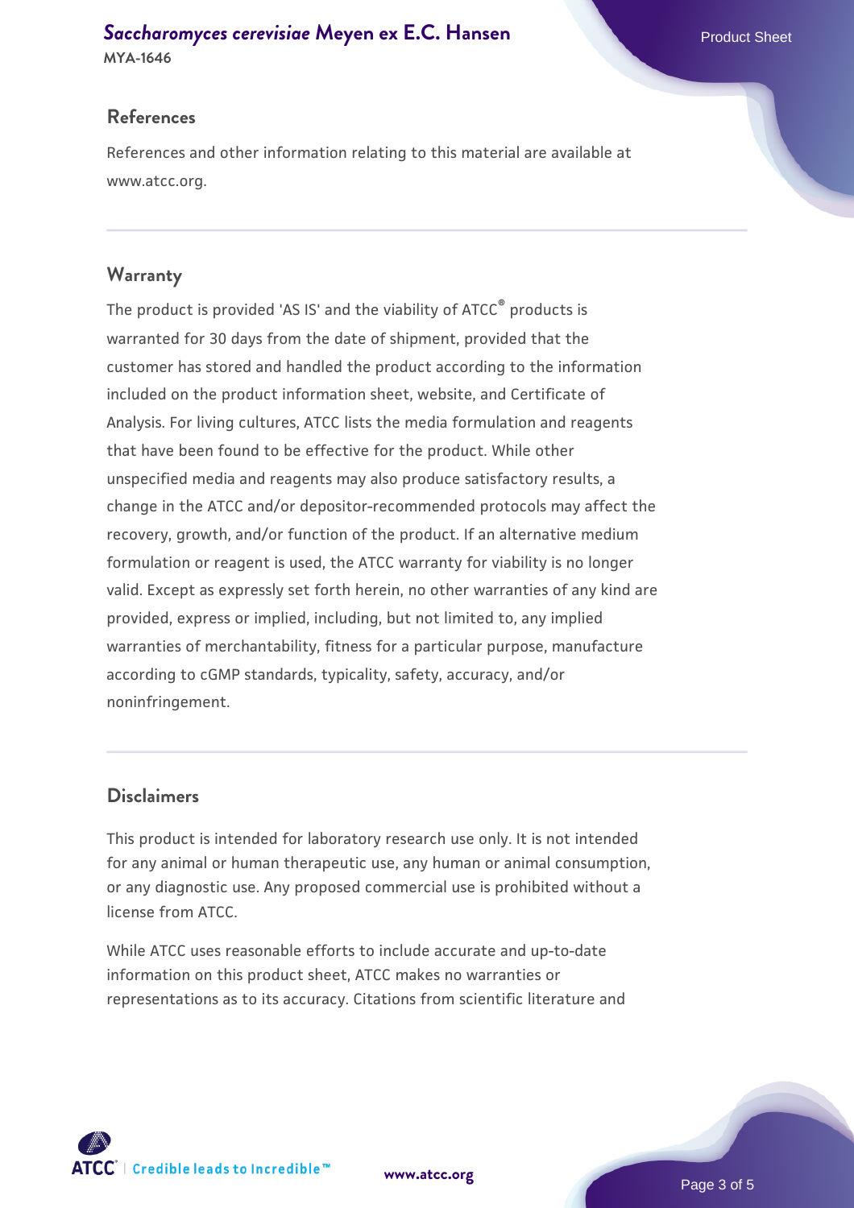## References

References and other information relating to this material are available at www.atcc.org.

## Warranty

The product is provided 'AS IS' and the viability of ATCC® products is warranted for 30 days from the date of shipment, provided that the customer has stored and handled the product according to the information included on the product information sheet, website, and Certificate of Analysis. For living cultures, ATCC lists the media formulation and reagents that have been found to be effective for the product. While other unspecified media and reagents may also produce satisfactory results, a change in the ATCC and/or depositor-recommended protocols may affect the recovery, growth, and/or function of the product. If an alternative medium formulation or reagent is used, the ATCC warranty for viability is no longer valid. Except as expressly set forth herein, no other warranties of any kind are provided, express or implied, including, but not limited to, any implied warranties of merchantability, fitness for a particular purpose, manufacture according to cGMP standards, typicality, safety, accuracy, and/or noninfringement.

## Disclaimers

This product is intended for laboratory research use only. It is not intended for any animal or human therapeutic use, any human or animal consumption, or any diagnostic use. Any proposed commercial use is prohibited without a license from ATCC.

While ATCC uses reasonable efforts to include accurate and up-to-date information on this product sheet, ATCC makes no warranties or representations as to its accuracy. Citations from scientific literature and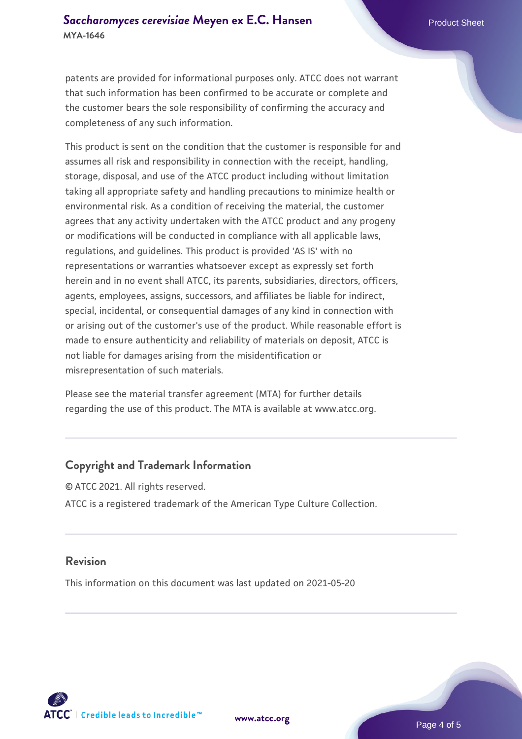patents are provided for informational purposes only. ATCC does not warrant that such information has been confirmed to be accurate or complete and the customer bears the sole responsibility of confirming the accuracy and completeness of any such information.

This product is sent on the condition that the customer is responsible for and assumes all risk and responsibility in connection with the receipt, handling, storage, disposal, and use of the ATCC product including without limitation taking all appropriate safety and handling precautions to minimize health or environmental risk. As a condition of receiving the material, the customer agrees that any activity undertaken with the ATCC product and any progeny or modifications will be conducted in compliance with all applicable laws, regulations, and guidelines. This product is provided 'AS IS' with no representations or warranties whatsoever except as expressly set forth herein and in no event shall ATCC, its parents, subsidiaries, directors, officers, agents, employees, assigns, successors, and affiliates be liable for indirect, special, incidental, or consequential damages of any kind in connection with or arising out of the customer's use of the product. While reasonable effort is made to ensure authenticity and reliability of materials on deposit, ATCC is not liable for damages arising from the misidentification or misrepresentation of such materials.

Please see the material transfer agreement (MTA) for further details regarding the use of this product. The MTA is available at www.atcc.org.

## Copyright and Trademark Information

© ATCC 2021. All rights reserved.

ATCC is a registered trademark of the American Type Culture Collection.

## Revision

This information on this document was last updated on 2021-05-20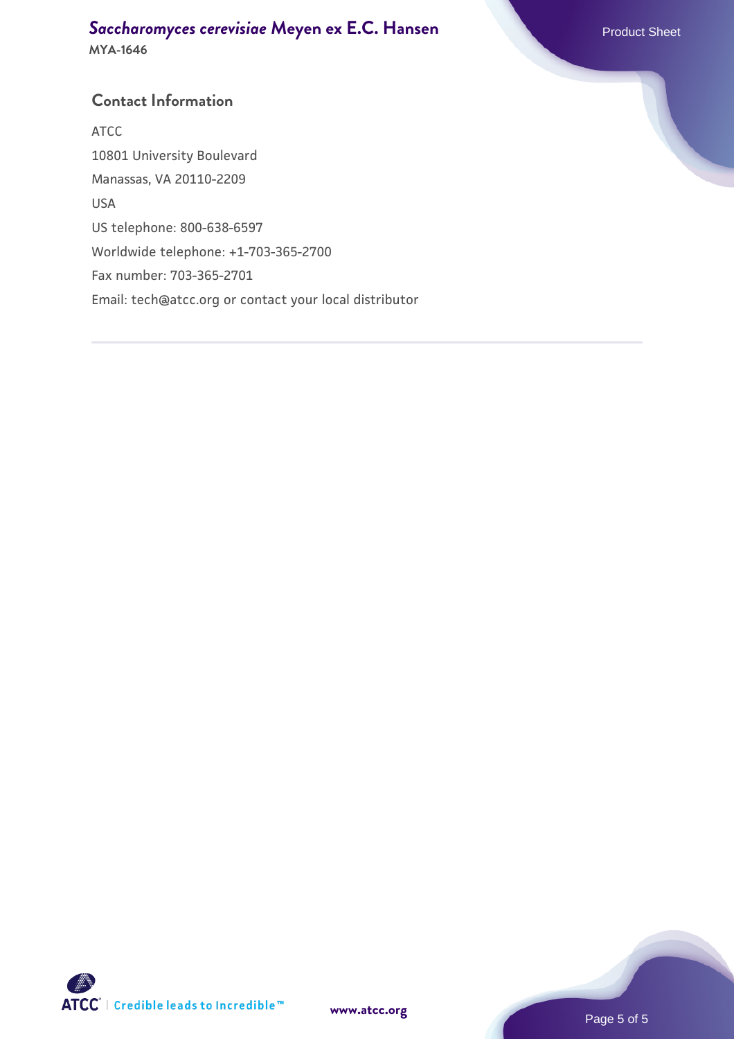## Contact Information

ATCC

10801 University Boulevard

Manassas, VA 20110-2209

USA

US telephone: 800-638-6597

Worldwide telephone: +1-703-365-2700

Fax number: 703-365-2701

Email: tech@atcc.org or contact your local distributor